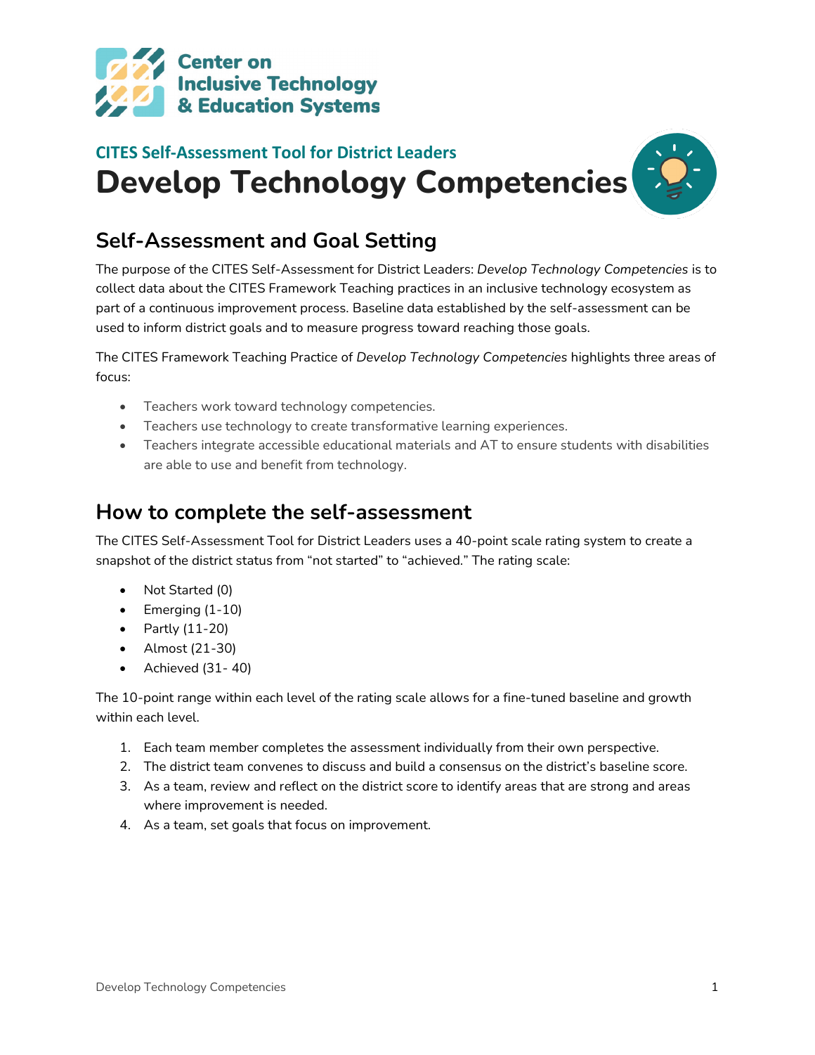Center on Inclusive Technology & Education Systems

CITES Self-Assessment Tool for District Leaders

# Develop Technology Competencies

## Self-Assessment and Goal Setting

The purpose of the CITES Self-Assessment for District Leaders: *Develop Technology Competencies* is to collect data about the CITES Framework Teaching practices in an inclusive technology ecosystem as part of a continuous improvement process. Baseline data established by the self-assessment can be used to inform district goals and to measure progress toward reaching those goals.

The CITES Framework Teaching Practice of *Develop Technology Competencies* highlights three areas of focus:

- Teachers work toward technology competencies.
- Teachers use technology to create transformative learning experiences.
- Teachers integrate accessible educational materials and AT to ensure students with disabilities are able to use and benefit from technology.

## How to complete the self-assessment

The CITES Self-Assessment Tool for District Leaders uses a 40-point scale rating system to create a snapshot of the district status from "not started" to "achieved." The rating scale:

- Not Started (0)
- Emerging (1-10)
- Partly (11-20)
- Almost (21-30)
- Achieved (31- 40)

The 10-point range within each level of the rating scale allows for a fine-tuned baseline and growth within each level.

1. Each team member completes the assessment individually from their own perspective.
2. The district team convenes to discuss and build a consensus on the district's baseline score.
3. As a team, review and reflect on the district score to identify areas that are strong and areas where improvement is needed.
4. As a team, set goals that focus on improvement.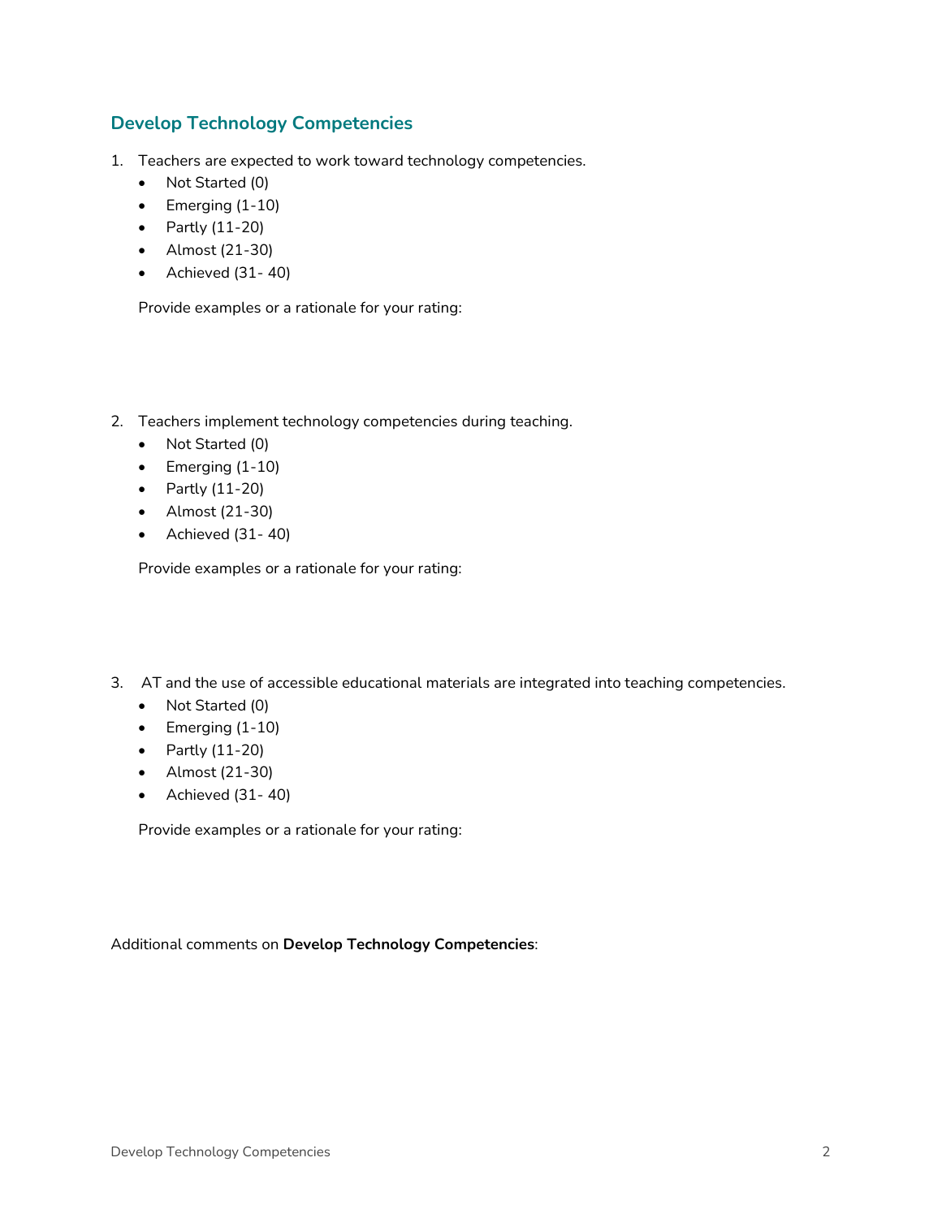## Develop Technology Competencies

1. Teachers are expected to work toward technology competencies.
   - Not Started (0)
   - Emerging (1-10)
   - Partly (11-20)
   - Almost (21-30)
   - Achieved (31- 40)

   Provide examples or a rationale for your rating:

2. Teachers implement technology competencies during teaching.
   - Not Started (0)
   - Emerging (1-10)
   - Partly (11-20)
   - Almost (21-30)
   - Achieved (31- 40)

   Provide examples or a rationale for your rating:

3. AT and the use of accessible educational materials are integrated into teaching competencies.
   - Not Started (0)
   - Emerging (1-10)
   - Partly (11-20)
   - Almost (21-30)
   - Achieved (31- 40)

   Provide examples or a rationale for your rating:

Additional comments on **Develop Technology Competencies**: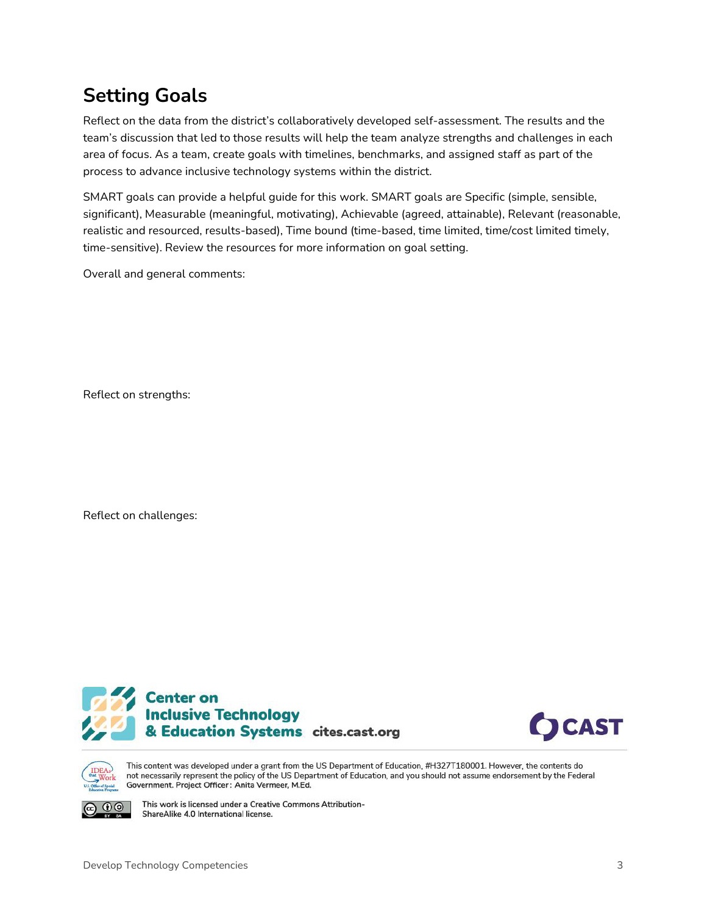## Setting Goals

Reflect on the data from the district's collaboratively developed self-assessment. The results and the team's discussion that led to those results will help the team analyze strengths and challenges in each area of focus. As a team, create goals with timelines, benchmarks, and assigned staff as part of the process to advance inclusive technology systems within the district.

SMART goals can provide a helpful guide for this work. SMART goals are Specific (simple, sensible, significant), Measurable (meaningful, motivating), Achievable (agreed, attainable), Relevant (reasonable, realistic and resourced, results-based), Time bound (time-based, time limited, time/cost limited timely, time-sensitive). Review the resources for more information on goal setting.

Overall and general comments:

Reflect on strengths:

Reflect on challenges:

Center on Inclusive Technology & Education Systems cites.cast.org

CAST

This content was developed under a grant from the US Department of Education, #H327T180001. However, the contents do not necessarily represent the policy of the US Department of Education, and you should not assume endorsement by the Federal Government. Project Officer: Anita Vermeer, M.Ed.

This work is licensed under a Creative Commons Attribution-ShareAlike 4.0 International license.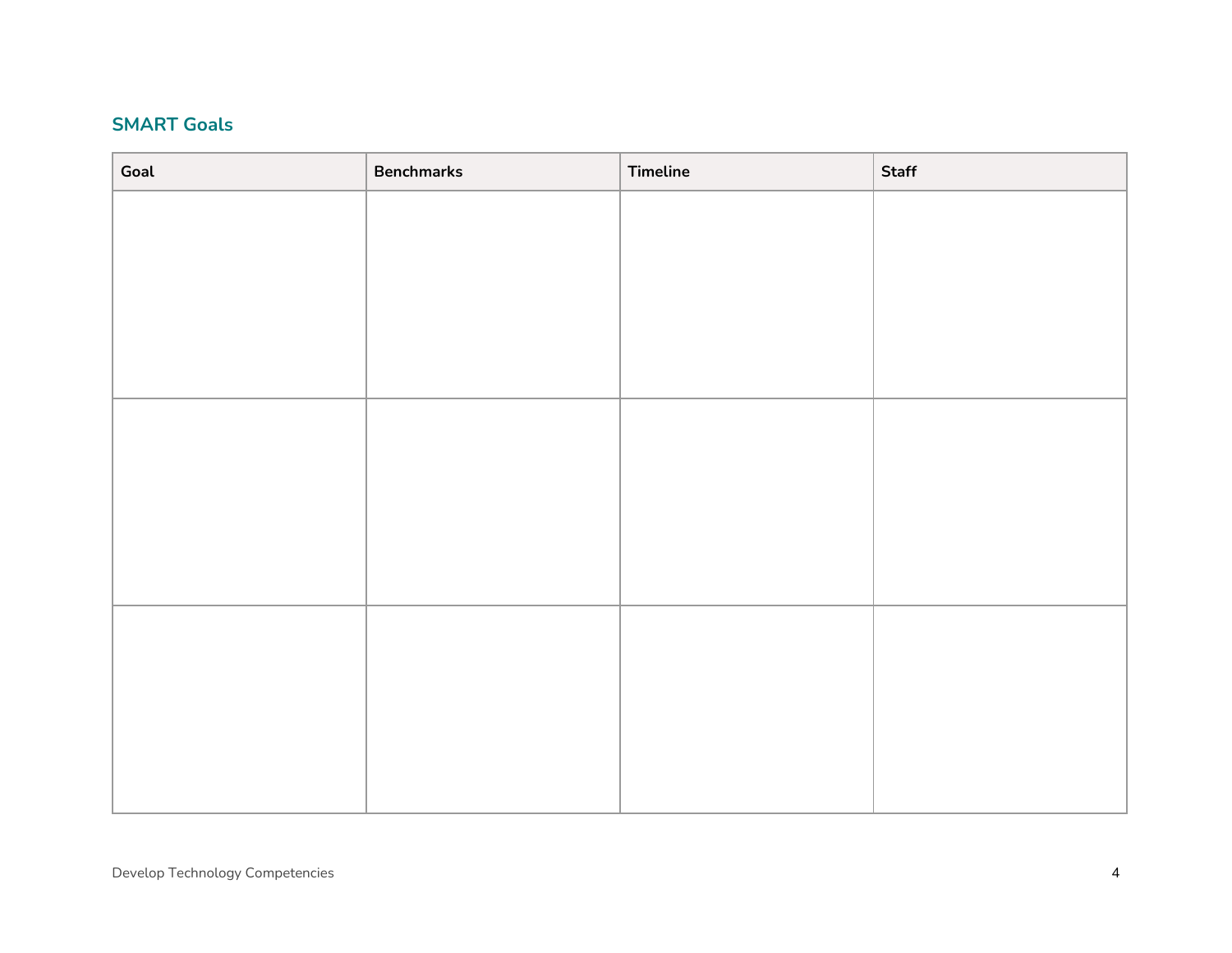## SMART Goals

| Goal | Benchmarks | Timeline | Staff |
| --- | --- | --- | --- |
| | | | |
| | | | |
| | | | |